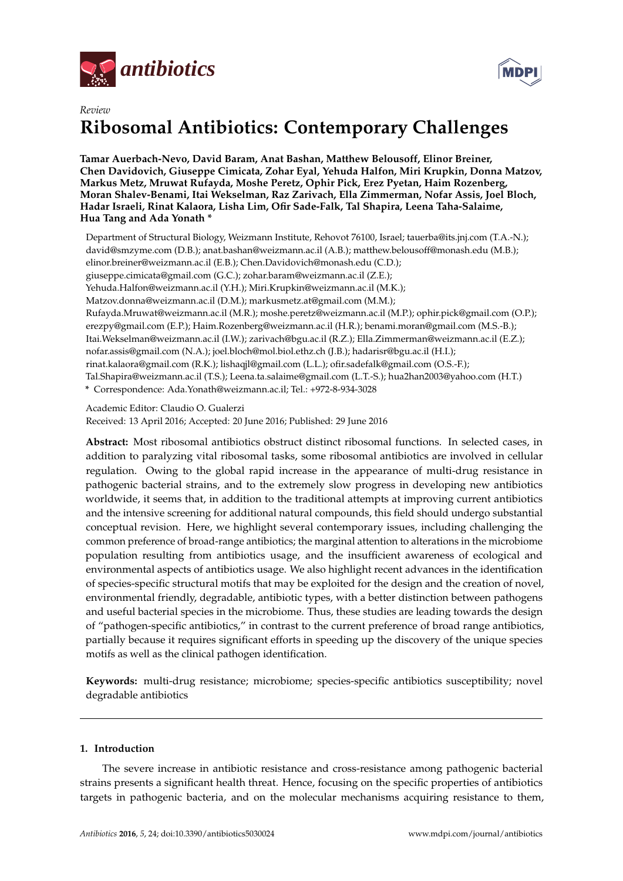*Review*

# Ribosomal Antibiotics: Contemporary Challenges

**Tamar Auerbach-Nevo, David Baram, Anat Bashan, Matthew Belousoff, Elinor Breiner, Chen Davidovich, Giuseppe Cimicata, Zohar Eyal, Yehuda Halfon, Miri Krupkin, Donna Matzov, Markus Metz, Mruwat Rufayda, Moshe Peretz, Ophir Pick, Erez Pyetan, Haim Rozenberg, Moran Shalev-Benami, Itai Wekselman, Raz Zarivach, Ella Zimmerman, Nofar Assis, Joel Bloch, Hadar Israeli, Rinat Kalaora, Lisha Lim, Ofir Sade-Falk, Tal Shapira, Leena Taha-Salaime, Hua Tang and Ada Yonath ***

Department of Structural Biology, Weizmann Institute, Rehovot 76100, Israel; tauerba@its.jnj.com (T.A.-N.); david@smzyme.com (D.B.); anat.bashan@weizmann.ac.il (A.B.); matthew.belousoff@monash.edu (M.B.); elinor.breiner@weizmann.ac.il (E.B.); Chen.Davidovich@monash.edu (C.D.); giuseppe.cimicata@gmail.com (G.C.); zohar.baram@weizmann.ac.il (Z.E.); Yehuda.Halfon@weizmann.ac.il (Y.H.); Miri.Krupkin@weizmann.ac.il (M.K.); Matzov.donna@weizmann.ac.il (D.M.); markusmetz.at@gmail.com (M.M.); Rufayda.Mruwat@weizmann.ac.il (M.R.); moshe.peretz@weizmann.ac.il (M.P.); ophir.pick@gmail.com (O.P.); erezpy@gmail.com (E.P.); Haim.Rozenberg@weizmann.ac.il (H.R.); benami.moran@gmail.com (M.S.-B.); Itai.Wekselman@weizmann.ac.il (I.W.); zarivach@bgu.ac.il (R.Z.); Ella.Zimmerman@weizmann.ac.il (E.Z.); nofar.assis@gmail.com (N.A.); joel.bloch@mol.biol.ethz.ch (J.B.); hadarisr@bgu.ac.il (H.I.); rinat.kalaora@gmail.com (R.K.); lishaqjl@gmail.com (L.L.); ofir.sadefalk@gmail.com (O.S.-F.); Tal.Shapira@weizmann.ac.il (T.S.); Leena.ta.salaime@gmail.com (L.T.-S.); hua2han2003@yahoo.com (H.T.)

\* Correspondence: Ada.Yonath@weizmann.ac.il; Tel.: +972-8-934-3028

Academic Editor: Claudio O. Gualerzi

Received: 13 April 2016; Accepted: 20 June 2016; Published: 29 June 2016

**Abstract:** Most ribosomal antibiotics obstruct distinct ribosomal functions. In selected cases, in addition to paralyzing vital ribosomal tasks, some ribosomal antibiotics are involved in cellular regulation. Owing to the global rapid increase in the appearance of multi-drug resistance in pathogenic bacterial strains, and to the extremely slow progress in developing new antibiotics worldwide, it seems that, in addition to the traditional attempts at improving current antibiotics and the intensive screening for additional natural compounds, this field should undergo substantial conceptual revision. Here, we highlight several contemporary issues, including challenging the common preference of broad-range antibiotics; the marginal attention to alterations in the microbiome population resulting from antibiotics usage, and the insufficient awareness of ecological and environmental aspects of antibiotics usage. We also highlight recent advances in the identification of species-specific structural motifs that may be exploited for the design and the creation of novel, environmental friendly, degradable, antibiotic types, with a better distinction between pathogens and useful bacterial species in the microbiome. Thus, these studies are leading towards the design of "pathogen-specific antibiotics," in contrast to the current preference of broad range antibiotics, partially because it requires significant efforts in speeding up the discovery of the unique species motifs as well as the clinical pathogen identification.

**Keywords:** multi-drug resistance; microbiome; species-specific antibiotics susceptibility; novel degradable antibiotics

## 1. Introduction

The severe increase in antibiotic resistance and cross-resistance among pathogenic bacterial strains presents a significant health threat. Hence, focusing on the specific properties of antibiotics targets in pathogenic bacteria, and on the molecular mechanisms acquiring resistance to them,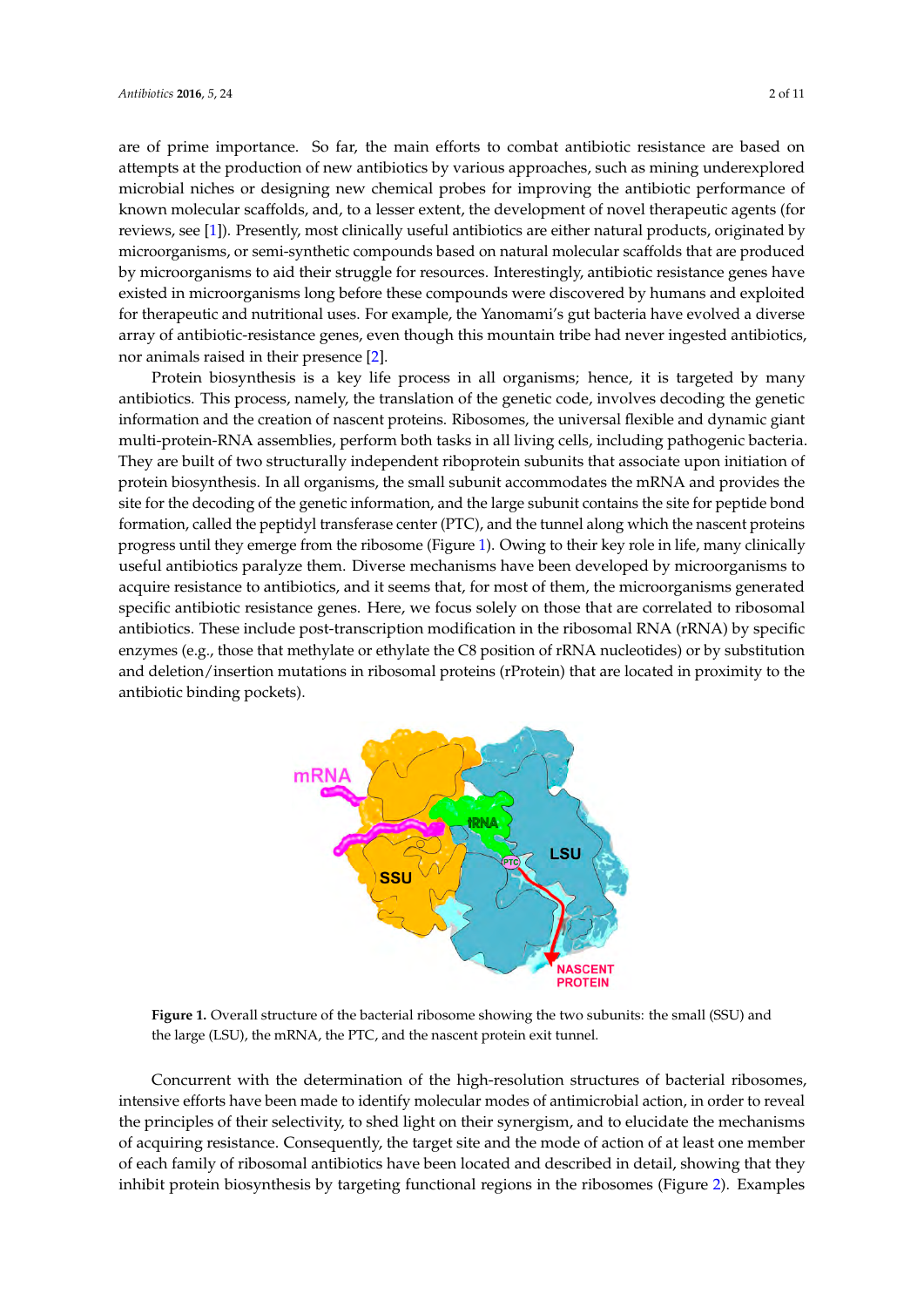are of prime importance. So far, the main efforts to combat antibiotic resistance are based on attempts at the production of new antibiotics by various approaches, such as mining underexplored microbial niches or designing new chemical probes for improving the antibiotic performance of known molecular scaffolds, and, to a lesser extent, the development of novel therapeutic agents (for reviews, see [1]). Presently, most clinically useful antibiotics are either natural products, originated by microorganisms, or semi-synthetic compounds based on natural molecular scaffolds that are produced by microorganisms to aid their struggle for resources. Interestingly, antibiotic resistance genes have existed in microorganisms long before these compounds were discovered by humans and exploited for therapeutic and nutritional uses. For example, the Yanomami's gut bacteria have evolved a diverse array of antibiotic-resistance genes, even though this mountain tribe had never ingested antibiotics, nor animals raised in their presence [2].

Protein biosynthesis is a key life process in all organisms; hence, it is targeted by many antibiotics. This process, namely, the translation of the genetic code, involves decoding the genetic information and the creation of nascent proteins. Ribosomes, the universal flexible and dynamic giant multi-protein-RNA assemblies, perform both tasks in all living cells, including pathogenic bacteria. They are built of two structurally independent riboprotein subunits that associate upon initiation of protein biosynthesis. In all organisms, the small subunit accommodates the mRNA and provides the site for the decoding of the genetic information, and the large subunit contains the site for peptide bond formation, called the peptidyl transferase center (PTC), and the tunnel along which the nascent proteins progress until they emerge from the ribosome (Figure 1). Owing to their key role in life, many clinically useful antibiotics paralyze them. Diverse mechanisms have been developed by microorganisms to acquire resistance to antibiotics, and it seems that, for most of them, the microorganisms generated specific antibiotic resistance genes. Here, we focus solely on those that are correlated to ribosomal antibiotics. These include post-transcription modification in the ribosomal RNA (rRNA) by specific enzymes (e.g., those that methylate or ethylate the C8 position of rRNA nucleotides) or by substitution and deletion/insertion mutations in ribosomal proteins (rProtein) that are located in proximity to the antibiotic binding pockets).

**Figure 1.** Overall structure of the bacterial ribosome showing the two subunits: the small (SSU) and the large (LSU), the mRNA, the PTC, and the nascent protein exit tunnel.

Concurrent with the determination of the high-resolution structures of bacterial ribosomes, intensive efforts have been made to identify molecular modes of antimicrobial action, in order to reveal the principles of their selectivity, to shed light on their synergism, and to elucidate the mechanisms of acquiring resistance. Consequently, the target site and the mode of action of at least one member of each family of ribosomal antibiotics have been located and described in detail, showing that they inhibit protein biosynthesis by targeting functional regions in the ribosomes (Figure 2). Examples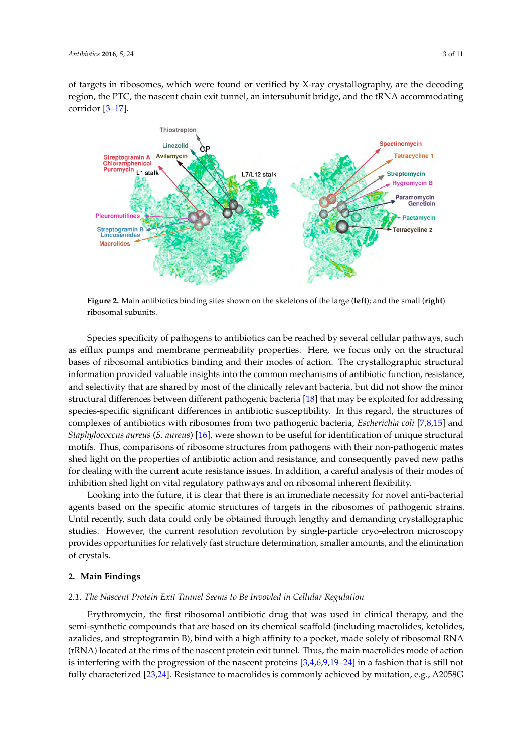of targets in ribosomes, which were found or verified by X-ray crystallography, are the decoding region, the PTC, the nascent chain exit tunnel, an intersubunit bridge, and the tRNA accommodating corridor [3–17].

**Figure 2.** Main antibiotics binding sites shown on the skeletons of the large (**left**); and the small (**right**) ribosomal subunits.

Species specificity of pathogens to antibiotics can be reached by several cellular pathways, such as efflux pumps and membrane permeability properties. Here, we focus only on the structural bases of ribosomal antibiotics binding and their modes of action. The crystallographic structural information provided valuable insights into the common mechanisms of antibiotic function, resistance, and selectivity that are shared by most of the clinically relevant bacteria, but did not show the minor structural differences between different pathogenic bacteria [18] that may be exploited for addressing species-specific significant differences in antibiotic susceptibility. In this regard, the structures of complexes of antibiotics with ribosomes from two pathogenic bacteria, *Escherichia coli* [7,8,15] and *Staphylococcus aureus* (*S. aureus*) [16], were shown to be useful for identification of unique structural motifs. Thus, comparisons of ribosome structures from pathogens with their non-pathogenic mates shed light on the properties of antibiotic action and resistance, and consequently paved new paths for dealing with the current acute resistance issues. In addition, a careful analysis of their modes of inhibition shed light on vital regulatory pathways and on ribosomal inherent flexibility.

Looking into the future, it is clear that there is an immediate necessity for novel anti-bacterial agents based on the specific atomic structures of targets in the ribosomes of pathogenic strains. Until recently, such data could only be obtained through lengthy and demanding crystallographic studies. However, the current resolution revolution by single-particle cryo-electron microscopy provides opportunities for relatively fast structure determination, smaller amounts, and the elimination of crystals.

## 2. Main Findings

### *2.1. The Nascent Protein Exit Tunnel Seems to Be Invovled in Cellular Regulation*

Erythromycin, the first ribosomal antibiotic drug that was used in clinical therapy, and the semi-synthetic compounds that are based on its chemical scaffold (including macrolides, ketolides, azalides, and streptogramin B), bind with a high affinity to a pocket, made solely of ribosomal RNA (rRNA) located at the rims of the nascent protein exit tunnel. Thus, the main macrolides mode of action is interfering with the progression of the nascent proteins [3,4,6,9,19–24] in a fashion that is still not fully characterized [23,24]. Resistance to macrolides is commonly achieved by mutation, e.g., A2058G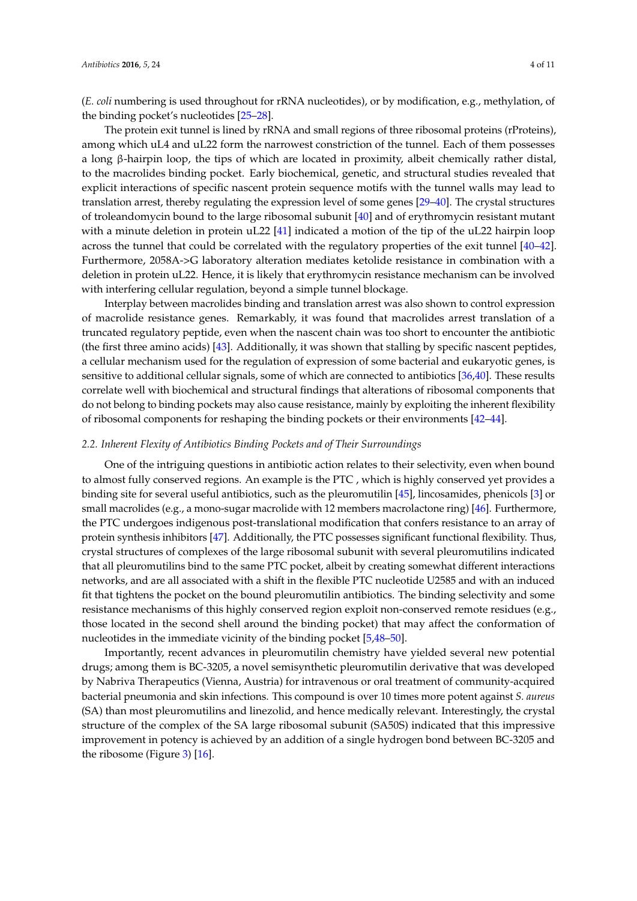(*E. coli* numbering is used throughout for rRNA nucleotides), or by modification, e.g., methylation, of the binding pocket's nucleotides [25–28].

The protein exit tunnel is lined by rRNA and small regions of three ribosomal proteins (rProteins), among which uL4 and uL22 form the narrowest constriction of the tunnel. Each of them possesses a long β-hairpin loop, the tips of which are located in proximity, albeit chemically rather distal, to the macrolides binding pocket. Early biochemical, genetic, and structural studies revealed that explicit interactions of specific nascent protein sequence motifs with the tunnel walls may lead to translation arrest, thereby regulating the expression level of some genes [29–40]. The crystal structures of troleandomycin bound to the large ribosomal subunit [40] and of erythromycin resistant mutant with a minute deletion in protein uL22 [41] indicated a motion of the tip of the uL22 hairpin loop across the tunnel that could be correlated with the regulatory properties of the exit tunnel [40–42]. Furthermore, 2058A->G laboratory alteration mediates ketolide resistance in combination with a deletion in protein uL22. Hence, it is likely that erythromycin resistance mechanism can be involved with interfering cellular regulation, beyond a simple tunnel blockage.

Interplay between macrolides binding and translation arrest was also shown to control expression of macrolide resistance genes. Remarkably, it was found that macrolides arrest translation of a truncated regulatory peptide, even when the nascent chain was too short to encounter the antibiotic (the first three amino acids) [43]. Additionally, it was shown that stalling by specific nascent peptides, a cellular mechanism used for the regulation of expression of some bacterial and eukaryotic genes, is sensitive to additional cellular signals, some of which are connected to antibiotics [36,40]. These results correlate well with biochemical and structural findings that alterations of ribosomal components that do not belong to binding pockets may also cause resistance, mainly by exploiting the inherent flexibility of ribosomal components for reshaping the binding pockets or their environments [42–44].

### 2.2. Inherent Flexity of Antibiotics Binding Pockets and of Their Surroundings

One of the intriguing questions in antibiotic action relates to their selectivity, even when bound to almost fully conserved regions. An example is the PTC , which is highly conserved yet provides a binding site for several useful antibiotics, such as the pleuromutilin [45], lincosamides, phenicols [3] or small macrolides (e.g., a mono-sugar macrolide with 12 members macrolactone ring) [46]. Furthermore, the PTC undergoes indigenous post-translational modification that confers resistance to an array of protein synthesis inhibitors [47]. Additionally, the PTC possesses significant functional flexibility. Thus, crystal structures of complexes of the large ribosomal subunit with several pleuromutilins indicated that all pleuromutilins bind to the same PTC pocket, albeit by creating somewhat different interactions networks, and are all associated with a shift in the flexible PTC nucleotide U2585 and with an induced fit that tightens the pocket on the bound pleuromutilin antibiotics. The binding selectivity and some resistance mechanisms of this highly conserved region exploit non-conserved remote residues (e.g., those located in the second shell around the binding pocket) that may affect the conformation of nucleotides in the immediate vicinity of the binding pocket [5,48–50].

Importantly, recent advances in pleuromutilin chemistry have yielded several new potential drugs; among them is BC-3205, a novel semisynthetic pleuromutilin derivative that was developed by Nabriva Therapeutics (Vienna, Austria) for intravenous or oral treatment of community-acquired bacterial pneumonia and skin infections. This compound is over 10 times more potent against *S. aureus* (SA) than most pleuromutilins and linezolid, and hence medically relevant. Interestingly, the crystal structure of the complex of the SA large ribosomal subunit (SA50S) indicated that this impressive improvement in potency is achieved by an addition of a single hydrogen bond between BC-3205 and the ribosome (Figure 3) [16].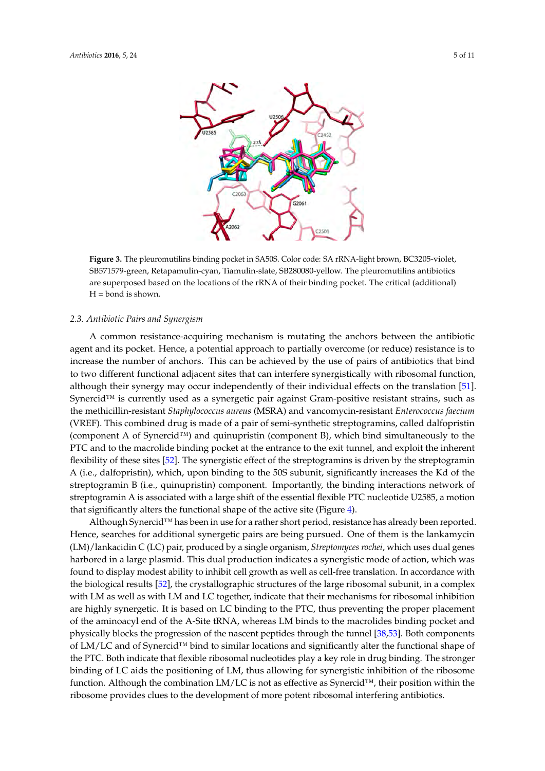**Figure 3.** The pleuromutilins binding pocket in SA50S. Color code: SA rRNA-light brown, BC3205-violet, SB571579-green, Retapamulin-cyan, Tiamulin-slate, SB280080-yellow. The pleuromutilins antibiotics are superposed based on the locations of the rRNA of their binding pocket. The critical (additional) H = bond is shown.

### 2.3. Antibiotic Pairs and Synergism

A common resistance-acquiring mechanism is mutating the anchors between the antibiotic agent and its pocket. Hence, a potential approach to partially overcome (or reduce) resistance is to increase the number of anchors. This can be achieved by the use of pairs of antibiotics that bind to two different functional adjacent sites that can interfere synergistically with ribosomal function, although their synergy may occur independently of their individual effects on the translation [51]. Synercid™ is currently used as a synergetic pair against Gram-positive resistant strains, such as the methicillin-resistant *Staphylococcus aureus* (MSRA) and vancomycin-resistant *Enterococcus faecium* (VREF). This combined drug is made of a pair of semi-synthetic streptogramins, called dalfopristin (component A of Synercid™) and quinupristin (component B), which bind simultaneously to the PTC and to the macrolide binding pocket at the entrance to the exit tunnel, and exploit the inherent flexibility of these sites [52]. The synergistic effect of the streptogramins is driven by the streptogramin A (i.e., dalfopristin), which, upon binding to the 50S subunit, significantly increases the Kd of the streptogramin B (i.e., quinupristin) component. Importantly, the binding interactions network of streptogramin A is associated with a large shift of the essential flexible PTC nucleotide U2585, a motion that significantly alters the functional shape of the active site (Figure 4).

Although Synercid™ has been in use for a rather short period, resistance has already been reported. Hence, searches for additional synergetic pairs are being pursued. One of them is the lankamycin (LM)/lankacidin C (LC) pair, produced by a single organism, *Streptomyces rochei*, which uses dual genes harbored in a large plasmid. This dual production indicates a synergistic mode of action, which was found to display modest ability to inhibit cell growth as well as cell-free translation. In accordance with the biological results [52], the crystallographic structures of the large ribosomal subunit, in a complex with LM as well as with LM and LC together, indicate that their mechanisms for ribosomal inhibition are highly synergetic. It is based on LC binding to the PTC, thus preventing the proper placement of the aminoacyl end of the A-Site tRNA, whereas LM binds to the macrolides binding pocket and physically blocks the progression of the nascent peptides through the tunnel [38,53]. Both components of LM/LC and of Synercid™ bind to similar locations and significantly alter the functional shape of the PTC. Both indicate that flexible ribosomal nucleotides play a key role in drug binding. The stronger binding of LC aids the positioning of LM, thus allowing for synergistic inhibition of the ribosome function. Although the combination LM/LC is not as effective as Synercid™, their position within the ribosome provides clues to the development of more potent ribosomal interfering antibiotics.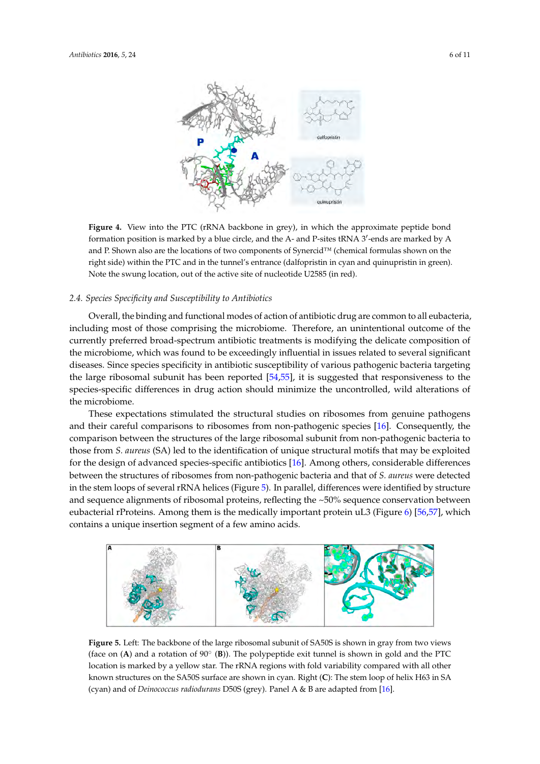**Figure 4.** View into the PTC (rRNA backbone in grey), in which the approximate peptide bond formation position is marked by a blue circle, and the A- and P-sites tRNA 3′-ends are marked by A and P. Shown also are the locations of two components of Synercid™ (chemical formulas shown on the right side) within the PTC and in the tunnel's entrance (dalfopristin in cyan and quinupristin in green). Note the swung location, out of the active site of nucleotide U2585 (in red).

### 2.4. Species Specificity and Susceptibility to Antibiotics

Overall, the binding and functional modes of action of antibiotic drug are common to all eubacteria, including most of those comprising the microbiome. Therefore, an unintentional outcome of the currently preferred broad-spectrum antibiotic treatments is modifying the delicate composition of the microbiome, which was found to be exceedingly influential in issues related to several significant diseases. Since species specificity in antibiotic susceptibility of various pathogenic bacteria targeting the large ribosomal subunit has been reported [54,55], it is suggested that responsiveness to the species-specific differences in drug action should minimize the uncontrolled, wild alterations of the microbiome.

These expectations stimulated the structural studies on ribosomes from genuine pathogens and their careful comparisons to ribosomes from non-pathogenic species [16]. Consequently, the comparison between the structures of the large ribosomal subunit from non-pathogenic bacteria to those from *S. aureus* (SA) led to the identification of unique structural motifs that may be exploited for the design of advanced species-specific antibiotics [16]. Among others, considerable differences between the structures of ribosomes from non-pathogenic bacteria and that of *S. aureus* were detected in the stem loops of several rRNA helices (Figure 5). In parallel, differences were identified by structure and sequence alignments of ribosomal proteins, reflecting the ~50% sequence conservation between eubacterial rProteins. Among them is the medically important protein uL3 (Figure 6) [56,57], which contains a unique insertion segment of a few amino acids.

**Figure 5.** Left: The backbone of the large ribosomal subunit of SA50S is shown in gray from two views (face on (**A**) and a rotation of 90° (**B**)). The polypeptide exit tunnel is shown in gold and the PTC location is marked by a yellow star. The rRNA regions with fold variability compared with all other known structures on the SA50S surface are shown in cyan. Right (**C**): The stem loop of helix H63 in SA (cyan) and of *Deinococcus radiodurans* D50S (grey). Panel A & B are adapted from [16].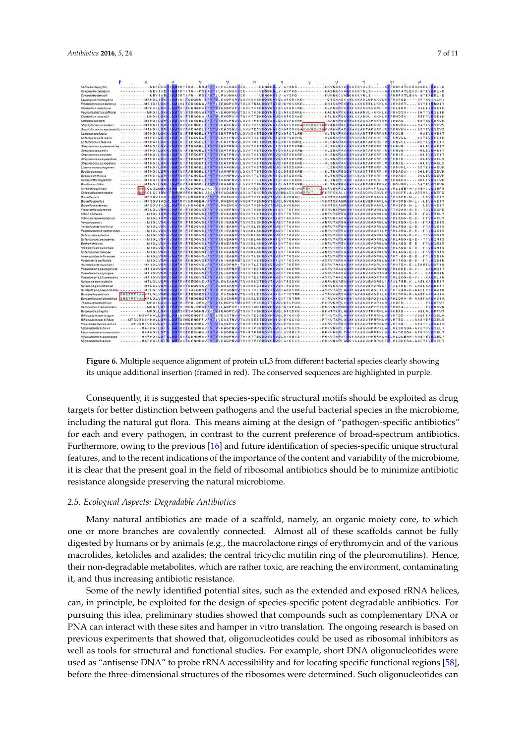**Figure 6.** Multiple sequence alignment of protein uL3 from different bacterial species clearly showing its unique additional insertion (framed in red). The conserved sequences are highlighted in purple.

Consequently, it is suggested that species-specific structural motifs should be exploited as drug targets for better distinction between pathogens and the useful bacterial species in the microbiome, including the natural gut flora. This means aiming at the design of "pathogen-specific antibiotics" for each and every pathogen, in contrast to the current preference of broad-spectrum antibiotics. Furthermore, owing to the previous [16] and future identification of species-specific unique structural features, and to the recent indications of the importance of the content and variability of the microbiome, it is clear that the present goal in the field of ribosomal antibiotics should be to minimize antibiotic resistance alongside preserving the natural microbiome.

### 2.5. Ecological Aspects: Degradable Antibiotics

Many natural antibiotics are made of a scaffold, namely, an organic moiety core, to which one or more branches are covalently connected. Almost all of these scaffolds cannot be fully digested by humans or by animals (e.g., the macrolactone rings of erythromycin and of the various macrolides, ketolides and azalides; the central tricyclic mutilin ring of the pleuromutilins). Hence, their non-degradable metabolites, which are rather toxic, are reaching the environment, contaminating it, and thus increasing antibiotic resistance.

Some of the newly identified potential sites, such as the extended and exposed rRNA helices, can, in principle, be exploited for the design of species-specific potent degradable antibiotics. For pursuing this idea, preliminary studies showed that compounds such as complementary DNA or PNA can interact with these sites and hamper in vitro translation. The ongoing research is based on previous experiments that showed that, oligonucleotides could be used as ribosomal inhibitors as well as tools for structural and functional studies. For example, short DNA oligonucleotides were used as "antisense DNA" to probe rRNA accessibility and for locating specific functional regions [58], before the three-dimensional structures of the ribosomes were determined. Such oligonucleotides can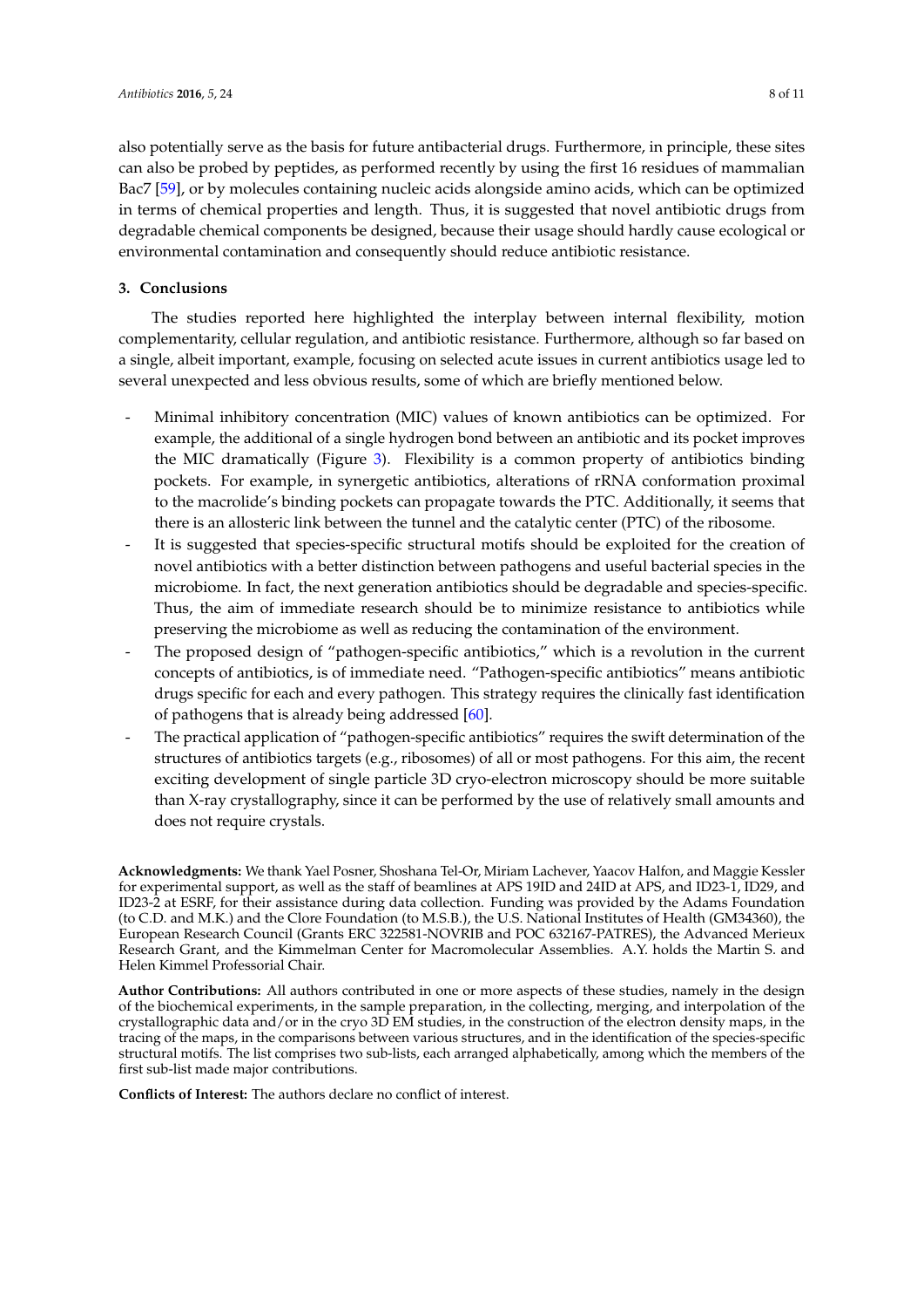also potentially serve as the basis for future antibacterial drugs. Furthermore, in principle, these sites can also be probed by peptides, as performed recently by using the first 16 residues of mammalian Bac7 [59], or by molecules containing nucleic acids alongside amino acids, which can be optimized in terms of chemical properties and length. Thus, it is suggested that novel antibiotic drugs from degradable chemical components be designed, because their usage should hardly cause ecological or environmental contamination and consequently should reduce antibiotic resistance.

## 3. Conclusions

The studies reported here highlighted the interplay between internal flexibility, motion complementarity, cellular regulation, and antibiotic resistance. Furthermore, although so far based on a single, albeit important, example, focusing on selected acute issues in current antibiotics usage led to several unexpected and less obvious results, some of which are briefly mentioned below.

- Minimal inhibitory concentration (MIC) values of known antibiotics can be optimized. For example, the additional of a single hydrogen bond between an antibiotic and its pocket improves the MIC dramatically (Figure 3). Flexibility is a common property of antibiotics binding pockets. For example, in synergetic antibiotics, alterations of rRNA conformation proximal to the macrolide's binding pockets can propagate towards the PTC. Additionally, it seems that there is an allosteric link between the tunnel and the catalytic center (PTC) of the ribosome.
- It is suggested that species-specific structural motifs should be exploited for the creation of novel antibiotics with a better distinction between pathogens and useful bacterial species in the microbiome. In fact, the next generation antibiotics should be degradable and species-specific. Thus, the aim of immediate research should be to minimize resistance to antibiotics while preserving the microbiome as well as reducing the contamination of the environment.
- The proposed design of "pathogen-specific antibiotics," which is a revolution in the current concepts of antibiotics, is of immediate need. "Pathogen-specific antibiotics" means antibiotic drugs specific for each and every pathogen. This strategy requires the clinically fast identification of pathogens that is already being addressed [60].
- The practical application of "pathogen-specific antibiotics" requires the swift determination of the structures of antibiotics targets (e.g., ribosomes) of all or most pathogens. For this aim, the recent exciting development of single particle 3D cryo-electron microscopy should be more suitable than X-ray crystallography, since it can be performed by the use of relatively small amounts and does not require crystals.

**Acknowledgments:** We thank Yael Posner, Shoshana Tel-Or, Miriam Lachever, Yaacov Halfon, and Maggie Kessler for experimental support, as well as the staff of beamlines at APS 19ID and 24ID at APS, and ID23-1, ID29, and ID23-2 at ESRF, for their assistance during data collection. Funding was provided by the Adams Foundation (to C.D. and M.K.) and the Clore Foundation (to M.S.B.), the U.S. National Institutes of Health (GM34360), the European Research Council (Grants ERC 322581-NOVRIB and POC 632167-PATRES), the Advanced Merieux Research Grant, and the Kimmelman Center for Macromolecular Assemblies. A.Y. holds the Martin S. and Helen Kimmel Professorial Chair.

**Author Contributions:** All authors contributed in one or more aspects of these studies, namely in the design of the biochemical experiments, in the sample preparation, in the collecting, merging, and interpolation of the crystallographic data and/or in the cryo 3D EM studies, in the construction of the electron density maps, in the tracing of the maps, in the comparisons between various structures, and in the identification of the species-specific structural motifs. The list comprises two sub-lists, each arranged alphabetically, among which the members of the first sub-list made major contributions.

**Conflicts of Interest:** The authors declare no conflict of interest.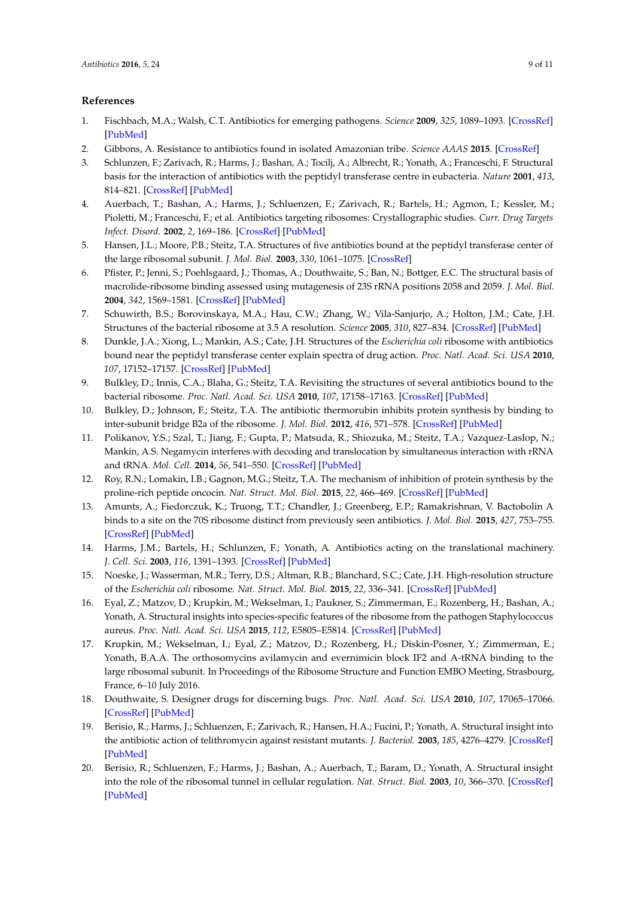## References

1. Fischbach, M.A.; Walsh, C.T. Antibiotics for emerging pathogens. *Science* **2009**, *325*, 1089–1093. [CrossRef] [PubMed]
2. Gibbons, A. Resistance to antibiotics found in isolated Amazonian tribe. *Science AAAS* **2015**. [CrossRef]
3. Schlunzen, F.; Zarivach, R.; Harms, J.; Bashan, A.; Tocilj, A.; Albrecht, R.; Yonath, A.; Franceschi, F. Structural basis for the interaction of antibiotics with the peptidyl transferase centre in eubacteria. *Nature* **2001**, *413*, 814–821. [CrossRef] [PubMed]
4. Auerbach, T.; Bashan, A.; Harms, J.; Schluenzen, F.; Zarivach, R.; Bartels, H.; Agmon, I.; Kessler, M.; Pioletti, M.; Franceschi, F.; et al. Antibiotics targeting ribosomes: Crystallographic studies. *Curr. Drug Targets Infect. Disord.* **2002**, *2*, 169–186. [CrossRef] [PubMed]
5. Hansen, J.L.; Moore, P.B.; Steitz, T.A. Structures of five antibiotics bound at the peptidyl transferase center of the large ribosomal subunit. *J. Mol. Biol.* **2003**, *330*, 1061–1075. [CrossRef]
6. Pfister, P.; Jenni, S.; Poehlsgaard, J.; Thomas, A.; Douthwaite, S.; Ban, N.; Bottger, E.C. The structural basis of macrolide-ribosome binding assessed using mutagenesis of 23S rRNA positions 2058 and 2059. *J. Mol. Biol.* **2004**, *342*, 1569–1581. [CrossRef] [PubMed]
7. Schuwirth, B.S.; Borovinskaya, M.A.; Hau, C.W.; Zhang, W.; Vila-Sanjurjo, A.; Holton, J.M.; Cate, J.H. Structures of the bacterial ribosome at 3.5 A resolution. *Science* **2005**, *310*, 827–834. [CrossRef] [PubMed]
8. Dunkle, J.A.; Xiong, L.; Mankin, A.S.; Cate, J.H. Structures of the *Escherichia coli* ribosome with antibiotics bound near the peptidyl transferase center explain spectra of drug action. *Proc. Natl. Acad. Sci. USA* **2010**, *107*, 17152–17157. [CrossRef] [PubMed]
9. Bulkley, D.; Innis, C.A.; Blaha, G.; Steitz, T.A. Revisiting the structures of several antibiotics bound to the bacterial ribosome. *Proc. Natl. Acad. Sci. USA* **2010**, *107*, 17158–17163. [CrossRef] [PubMed]
10. Bulkley, D.; Johnson, F.; Steitz, T.A. The antibiotic thermorubin inhibits protein synthesis by binding to inter-subunit bridge B2a of the ribosome. *J. Mol. Biol.* **2012**, *416*, 571–578. [CrossRef] [PubMed]
11. Polikanov, Y.S.; Szal, T.; Jiang, F.; Gupta, P.; Matsuda, R.; Shiozuka, M.; Steitz, T.A.; Vazquez-Laslop, N.; Mankin, A.S. Negamycin interferes with decoding and translocation by simultaneous interaction with rRNA and tRNA. *Mol. Cell.* **2014**, *56*, 541–550. [CrossRef] [PubMed]
12. Roy, R.N.; Lomakin, I.B.; Gagnon, M.G.; Steitz, T.A. The mechanism of inhibition of protein synthesis by the proline-rich peptide oncocin. *Nat. Struct. Mol. Biol.* **2015**, *22*, 466–469. [CrossRef] [PubMed]
13. Amunts, A.; Fiedorczuk, K.; Truong, T.T.; Chandler, J.; Greenberg, E.P.; Ramakrishnan, V. Bactobolin A binds to a site on the 70S ribosome distinct from previously seen antibiotics. *J. Mol. Biol.* **2015**, *427*, 753–755. [CrossRef] [PubMed]
14. Harms, J.M.; Bartels, H.; Schlunzen, F.; Yonath, A. Antibiotics acting on the translational machinery. *J. Cell. Sci.* **2003**, *116*, 1391–1393. [CrossRef] [PubMed]
15. Noeske, J.; Wasserman, M.R.; Terry, D.S.; Altman, R.B.; Blanchard, S.C.; Cate, J.H. High-resolution structure of the *Escherichia coli* ribosome. *Nat. Struct. Mol. Biol.* **2015**, *22*, 336–341. [CrossRef] [PubMed]
16. Eyal, Z.; Matzov, D.; Krupkin, M.; Wekselman, I.; Paukner, S.; Zimmerman, E.; Rozenberg, H.; Bashan, A.; Yonath, A. Structural insights into species-specific features of the ribosome from the pathogen Staphylococcus aureus. *Proc. Natl. Acad. Sci. USA* **2015**, *112*, E5805–E5814. [CrossRef] [PubMed]
17. Krupkin, M.; Wekselman, I.; Eyal, Z.; Matzov, D.; Rozenberg, H.; Diskin-Posner, Y.; Zimmerman, E.; Yonath, B.A.A. The orthosomycins avilamycin and evernimicin block IF2 and A-tRNA binding to the large ribosomal subunit. In Proceedings of the Ribosome Structure and Function EMBO Meeting, Strasbourg, France, 6–10 July 2016.
18. Douthwaite, S. Designer drugs for discerning bugs. *Proc. Natl. Acad. Sci. USA* **2010**, *107*, 17065–17066. [CrossRef] [PubMed]
19. Berisio, R.; Harms, J.; Schluenzen, F.; Zarivach, R.; Hansen, H.A.; Fucini, P.; Yonath, A. Structural insight into the antibiotic action of telithromycin against resistant mutants. *J. Bacteriol.* **2003**, *185*, 4276–4279. [CrossRef] [PubMed]
20. Berisio, R.; Schluenzen, F.; Harms, J.; Bashan, A.; Auerbach, T.; Baram, D.; Yonath, A. Structural insight into the role of the ribosomal tunnel in cellular regulation. *Nat. Struct. Biol.* **2003**, *10*, 366–370. [CrossRef] [PubMed]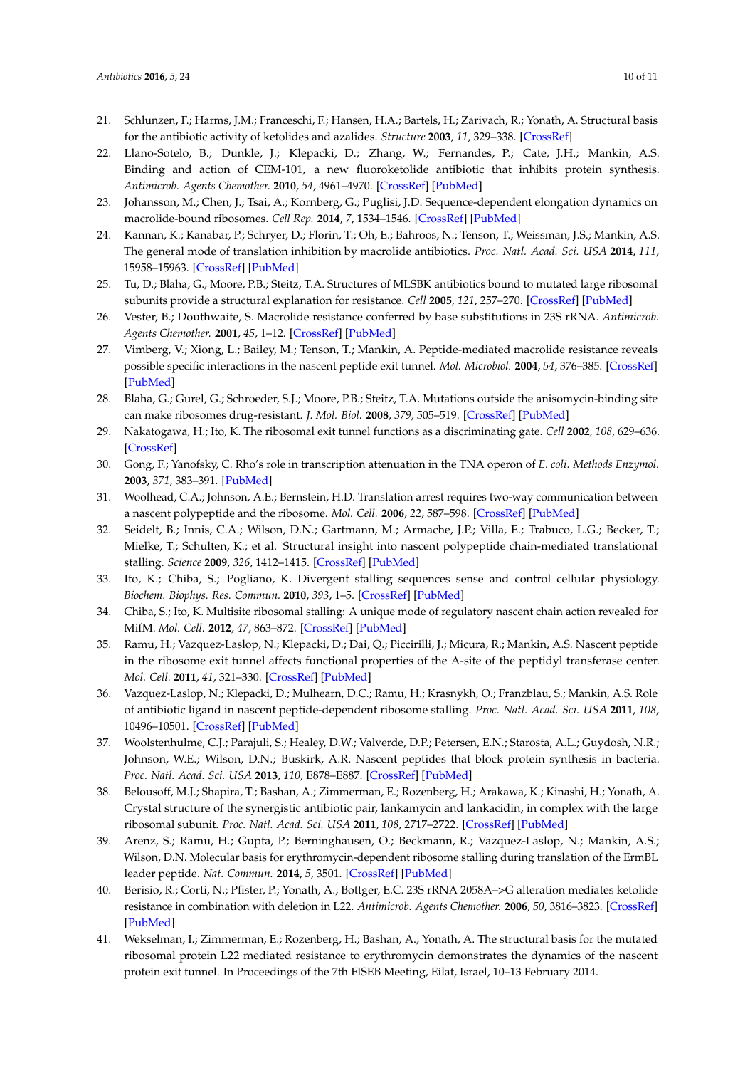21. Schlunzen, F.; Harms, J.M.; Franceschi, F.; Hansen, H.A.; Bartels, H.; Zarivach, R.; Yonath, A. Structural basis for the antibiotic activity of ketolides and azalides. *Structure* **2003**, *11*, 329–338. [CrossRef]
22. Llano-Sotelo, B.; Dunkle, J.; Klepacki, D.; Zhang, W.; Fernandes, P.; Cate, J.H.; Mankin, A.S. Binding and action of CEM-101, a new fluoroketolide antibiotic that inhibits protein synthesis. *Antimicrob. Agents Chemother.* **2010**, *54*, 4961–4970. [CrossRef] [PubMed]
23. Johansson, M.; Chen, J.; Tsai, A.; Kornberg, G.; Puglisi, J.D. Sequence-dependent elongation dynamics on macrolide-bound ribosomes. *Cell Rep.* **2014**, *7*, 1534–1546. [CrossRef] [PubMed]
24. Kannan, K.; Kanabar, P.; Schryer, D.; Florin, T.; Oh, E.; Bahroos, N.; Tenson, T.; Weissman, J.S.; Mankin, A.S. The general mode of translation inhibition by macrolide antibiotics. *Proc. Natl. Acad. Sci. USA* **2014**, *111*, 15958–15963. [CrossRef] [PubMed]
25. Tu, D.; Blaha, G.; Moore, P.B.; Steitz, T.A. Structures of MLSBK antibiotics bound to mutated large ribosomal subunits provide a structural explanation for resistance. *Cell* **2005**, *121*, 257–270. [CrossRef] [PubMed]
26. Vester, B.; Douthwaite, S. Macrolide resistance conferred by base substitutions in 23S rRNA. *Antimicrob. Agents Chemother.* **2001**, *45*, 1–12. [CrossRef] [PubMed]
27. Vimberg, V.; Xiong, L.; Bailey, M.; Tenson, T.; Mankin, A. Peptide-mediated macrolide resistance reveals possible specific interactions in the nascent peptide exit tunnel. *Mol. Microbiol.* **2004**, *54*, 376–385. [CrossRef] [PubMed]
28. Blaha, G.; Gurel, G.; Schroeder, S.J.; Moore, P.B.; Steitz, T.A. Mutations outside the anisomycin-binding site can make ribosomes drug-resistant. *J. Mol. Biol.* **2008**, *379*, 505–519. [CrossRef] [PubMed]
29. Nakatogawa, H.; Ito, K. The ribosomal exit tunnel functions as a discriminating gate. *Cell* **2002**, *108*, 629–636. [CrossRef]
30. Gong, F.; Yanofsky, C. Rho's role in transcription attenuation in the TNA operon of *E. coli*. *Methods Enzymol.* **2003**, *371*, 383–391. [PubMed]
31. Woolhead, C.A.; Johnson, A.E.; Bernstein, H.D. Translation arrest requires two-way communication between a nascent polypeptide and the ribosome. *Mol. Cell.* **2006**, *22*, 587–598. [CrossRef] [PubMed]
32. Seidelt, B.; Innis, C.A.; Wilson, D.N.; Gartmann, M.; Armache, J.P.; Villa, E.; Trabuco, L.G.; Becker, T.; Mielke, T.; Schulten, K.; et al. Structural insight into nascent polypeptide chain-mediated translational stalling. *Science* **2009**, *326*, 1412–1415. [CrossRef] [PubMed]
33. Ito, K.; Chiba, S.; Pogliano, K. Divergent stalling sequences sense and control cellular physiology. *Biochem. Biophys. Res. Commun.* **2010**, *393*, 1–5. [CrossRef] [PubMed]
34. Chiba, S.; Ito, K. Multisite ribosomal stalling: A unique mode of regulatory nascent chain action revealed for MifM. *Mol. Cell.* **2012**, *47*, 863–872. [CrossRef] [PubMed]
35. Ramu, H.; Vazquez-Laslop, N.; Klepacki, D.; Dai, Q.; Piccirilli, J.; Micura, R.; Mankin, A.S. Nascent peptide in the ribosome exit tunnel affects functional properties of the A-site of the peptidyl transferase center. *Mol. Cell.* **2011**, *41*, 321–330. [CrossRef] [PubMed]
36. Vazquez-Laslop, N.; Klepacki, D.; Mulhearn, D.C.; Ramu, H.; Krasnykh, O.; Franzblau, S.; Mankin, A.S. Role of antibiotic ligand in nascent peptide-dependent ribosome stalling. *Proc. Natl. Acad. Sci. USA* **2011**, *108*, 10496–10501. [CrossRef] [PubMed]
37. Woolstenhulme, C.J.; Parajuli, S.; Healey, D.W.; Valverde, D.P.; Petersen, E.N.; Starosta, A.L.; Guydosh, N.R.; Johnson, W.E.; Wilson, D.N.; Buskirk, A.R. Nascent peptides that block protein synthesis in bacteria. *Proc. Natl. Acad. Sci. USA* **2013**, *110*, E878–E887. [CrossRef] [PubMed]
38. Belousoff, M.J.; Shapira, T.; Bashan, A.; Zimmerman, E.; Rozenberg, H.; Arakawa, K.; Kinashi, H.; Yonath, A. Crystal structure of the synergistic antibiotic pair, lankamycin and lankacidin, in complex with the large ribosomal subunit. *Proc. Natl. Acad. Sci. USA* **2011**, *108*, 2717–2722. [CrossRef] [PubMed]
39. Arenz, S.; Ramu, H.; Gupta, P.; Berninghausen, O.; Beckmann, R.; Vazquez-Laslop, N.; Mankin, A.S.; Wilson, D.N. Molecular basis for erythromycin-dependent ribosome stalling during translation of the ErmBL leader peptide. *Nat. Commun.* **2014**, *5*, 3501. [CrossRef] [PubMed]
40. Berisio, R.; Corti, N.; Pfister, P.; Yonath, A.; Bottger, E.C. 23S rRNA 2058A–>G alteration mediates ketolide resistance in combination with deletion in L22. *Antimicrob. Agents Chemother.* **2006**, *50*, 3816–3823. [CrossRef] [PubMed]
41. Wekselman, I.; Zimmerman, E.; Rozenberg, H.; Bashan, A.; Yonath, A. The structural basis for the mutated ribosomal protein L22 mediated resistance to erythromycin demonstrates the dynamics of the nascent protein exit tunnel. In Proceedings of the 7th FISEB Meeting, Eilat, Israel, 10–13 February 2014.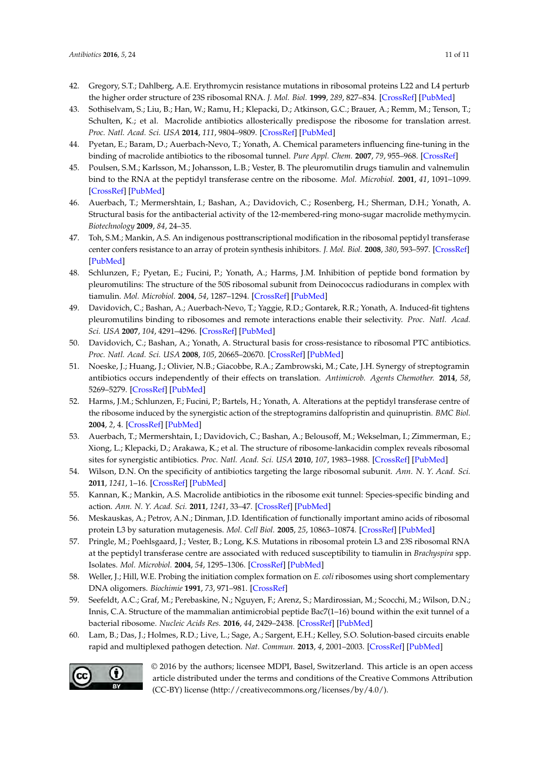42. Gregory, S.T.; Dahlberg, A.E. Erythromycin resistance mutations in ribosomal proteins L22 and L4 perturb the higher order structure of 23S ribosomal RNA. *J. Mol. Biol.* **1999**, *289*, 827–834. [CrossRef] [PubMed]
43. Sothiselvam, S.; Liu, B.; Han, W.; Ramu, H.; Klepacki, D.; Atkinson, G.C.; Brauer, A.; Remm, M.; Tenson, T.; Schulten, K.; et al. Macrolide antibiotics allosterically predispose the ribosome for translation arrest. *Proc. Natl. Acad. Sci. USA* **2014**, *111*, 9804–9809. [CrossRef] [PubMed]
44. Pyetan, E.; Baram, D.; Auerbach-Nevo, T.; Yonath, A. Chemical parameters influencing fine-tuning in the binding of macrolide antibiotics to the ribosomal tunnel. *Pure Appl. Chem.* **2007**, *79*, 955–968. [CrossRef]
45. Poulsen, S.M.; Karlsson, M.; Johansson, L.B.; Vester, B. The pleuromutilin drugs tiamulin and valnemulin bind to the RNA at the peptidyl transferase centre on the ribosome. *Mol. Microbiol.* **2001**, *41*, 1091–1099. [CrossRef] [PubMed]
46. Auerbach, T.; Mermershtain, I.; Bashan, A.; Davidovich, C.; Rosenberg, H.; Sherman, D.H.; Yonath, A. Structural basis for the antibacterial activity of the 12-membered-ring mono-sugar macrolide methymycin. *Biotechnology* **2009**, *84*, 24–35.
47. Toh, S.M.; Mankin, A.S. An indigenous posttranscriptional modification in the ribosomal peptidyl transferase center confers resistance to an array of protein synthesis inhibitors. *J. Mol. Biol.* **2008**, *380*, 593–597. [CrossRef] [PubMed]
48. Schlunzen, F.; Pyetan, E.; Fucini, P.; Yonath, A.; Harms, J.M. Inhibition of peptide bond formation by pleuromutilins: The structure of the 50S ribosomal subunit from Deinococcus radiodurans in complex with tiamulin. *Mol. Microbiol.* **2004**, *54*, 1287–1294. [CrossRef] [PubMed]
49. Davidovich, C.; Bashan, A.; Auerbach-Nevo, T.; Yaggie, R.D.; Gontarek, R.R.; Yonath, A. Induced-fit tightens pleuromutilins binding to ribosomes and remote interactions enable their selectivity. *Proc. Natl. Acad. Sci. USA* **2007**, *104*, 4291–4296. [CrossRef] [PubMed]
50. Davidovich, C.; Bashan, A.; Yonath, A. Structural basis for cross-resistance to ribosomal PTC antibiotics. *Proc. Natl. Acad. Sci. USA* **2008**, *105*, 20665–20670. [CrossRef] [PubMed]
51. Noeske, J.; Huang, J.; Olivier, N.B.; Giacobbe, R.A.; Zambrowski, M.; Cate, J.H. Synergy of streptogramin antibiotics occurs independently of their effects on translation. *Antimicrob. Agents Chemother.* **2014**, *58*, 5269–5279. [CrossRef] [PubMed]
52. Harms, J.M.; Schlunzen, F.; Fucini, P.; Bartels, H.; Yonath, A. Alterations at the peptidyl transferase centre of the ribosome induced by the synergistic action of the streptogramins dalfopristin and quinupristin. *BMC Biol.* **2004**, *2*, 4. [CrossRef] [PubMed]
53. Auerbach, T.; Mermershtain, I.; Davidovich, C.; Bashan, A.; Belousoff, M.; Wekselman, I.; Zimmerman, E.; Xiong, L.; Klepacki, D.; Arakawa, K.; et al. The structure of ribosome-lankacidin complex reveals ribosomal sites for synergistic antibiotics. *Proc. Natl. Acad. Sci. USA* **2010**, *107*, 1983–1988. [CrossRef] [PubMed]
54. Wilson, D.N. On the specificity of antibiotics targeting the large ribosomal subunit. *Ann. N. Y. Acad. Sci.* **2011**, *1241*, 1–16. [CrossRef] [PubMed]
55. Kannan, K.; Mankin, A.S. Macrolide antibiotics in the ribosome exit tunnel: Species-specific binding and action. *Ann. N. Y. Acad. Sci.* **2011**, *1241*, 33–47. [CrossRef] [PubMed]
56. Meskauskas, A.; Petrov, A.N.; Dinman, J.D. Identification of functionally important amino acids of ribosomal protein L3 by saturation mutagenesis. *Mol. Cell Biol.* **2005**, *25*, 10863–10874. [CrossRef] [PubMed]
57. Pringle, M.; Poehlsgaard, J.; Vester, B.; Long, K.S. Mutations in ribosomal protein L3 and 23S ribosomal RNA at the peptidyl transferase centre are associated with reduced susceptibility to tiamulin in *Brachyspira* spp. Isolates. *Mol. Microbiol.* **2004**, *54*, 1295–1306. [CrossRef] [PubMed]
58. Weller, J.; Hill, W.E. Probing the initiation complex formation on *E. coli* ribosomes using short complementary DNA oligomers. *Biochimie* **1991**, *73*, 971–981. [CrossRef]
59. Seefeldt, A.C.; Graf, M.; Perebaskine, N.; Nguyen, F.; Arenz, S.; Mardirossian, M.; Scocchi, M.; Wilson, D.N.; Innis, C.A. Structure of the mammalian antimicrobial peptide Bac7(1–16) bound within the exit tunnel of a bacterial ribosome. *Nucleic Acids Res.* **2016**, *44*, 2429–2438. [CrossRef] [PubMed]
60. Lam, B.; Das, J.; Holmes, R.D.; Live, L.; Sage, A.; Sargent, E.H.; Kelley, S.O. Solution-based circuits enable rapid and multiplexed pathogen detection. *Nat. Commun.* **2013**, *4*, 2001–2003. [CrossRef] [PubMed]

© 2016 by the authors; licensee MDPI, Basel, Switzerland. This article is an open access article distributed under the terms and conditions of the Creative Commons Attribution (CC-BY) license (http://creativecommons.org/licenses/by/4.0/).